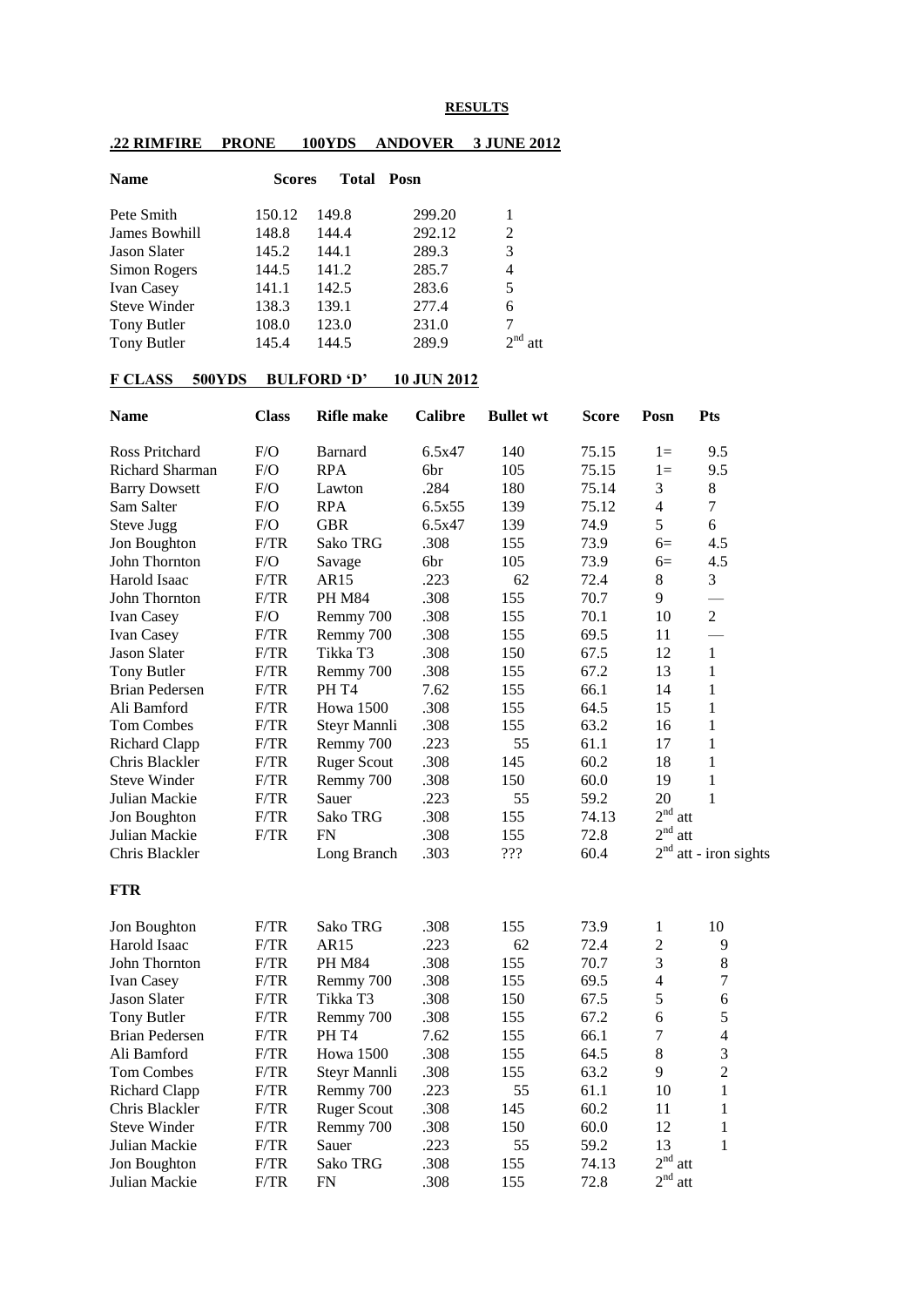**RESULTS**

**.22 RIMFIRE PRONE 100YDS ANDOVER 3 JUNE 2012**

| Name | Scores | | Total | Posn |
|---|---|---|---|---|
| Pete Smith | 150.12 | 149.8 | 299.20 | 1 |
| James Bowhill | 148.8 | 144.4 | 292.12 | 2 |
| Jason Slater | 145.2 | 144.1 | 289.3 | 3 |
| Simon Rogers | 144.5 | 141.2 | 285.7 | 4 |
| Ivan Casey | 141.1 | 142.5 | 283.6 | 5 |
| Steve Winder | 138.3 | 139.1 | 277.4 | 6 |
| Tony Butler | 108.0 | 123.0 | 231.0 | 7 |
| Tony Butler | 145.4 | 144.5 | 289.9 | 2nd att |

**F CLASS 500YDS BULFORD 'D' 10 JUN 2012**

| Name | Class | Rifle make | Calibre | Bullet wt | Score | Posn | Pts |
|---|---|---|---|---|---|---|---|
| Ross Pritchard | F/O | Barnard | 6.5x47 | 140 | 75.15 | 1= | 9.5 |
| Richard Sharman | F/O | RPA | 6br | 105 | 75.15 | 1= | 9.5 |
| Barry Dowsett | F/O | Lawton | .284 | 180 | 75.14 | 3 | 8 |
| Sam Salter | F/O | RPA | 6.5x55 | 139 | 75.12 | 4 | 7 |
| Steve Jugg | F/O | GBR | 6.5x47 | 139 | 74.9 | 5 | 6 |
| Jon Boughton | F/TR | Sako TRG | .308 | 155 | 73.9 | 6= | 4.5 |
| John Thornton | F/O | Savage | 6br | 105 | 73.9 | 6= | 4.5 |
| Harold Isaac | F/TR | AR15 | .223 | 62 | 72.4 | 8 | 3 |
| John Thornton | F/TR | PH M84 | .308 | 155 | 70.7 | 9 | — |
| Ivan Casey | F/O | Remmy 700 | .308 | 155 | 70.1 | 10 | 2 |
| Ivan Casey | F/TR | Remmy 700 | .308 | 155 | 69.5 | 11 | — |
| Jason Slater | F/TR | Tikka T3 | .308 | 150 | 67.5 | 12 | 1 |
| Tony Butler | F/TR | Remmy 700 | .308 | 155 | 67.2 | 13 | 1 |
| Brian Pedersen | F/TR | PH T4 | 7.62 | 155 | 66.1 | 14 | 1 |
| Ali Bamford | F/TR | Howa 1500 | .308 | 155 | 64.5 | 15 | 1 |
| Tom Combes | F/TR | Steyr Mannli | .308 | 155 | 63.2 | 16 | 1 |
| Richard Clapp | F/TR | Remmy 700 | .223 | 55 | 61.1 | 17 | 1 |
| Chris Blackler | F/TR | Ruger Scout | .308 | 145 | 60.2 | 18 | 1 |
| Steve Winder | F/TR | Remmy 700 | .308 | 150 | 60.0 | 19 | 1 |
| Julian Mackie | F/TR | Sauer | .223 | 55 | 59.2 | 20 | 1 |
| Jon Boughton | F/TR | Sako TRG | .308 | 155 | 74.13 | 2nd att | |
| Julian Mackie | F/TR | FN | .308 | 155 | 72.8 | 2nd att | |
| Chris Blackler | | Long Branch | .303 | ??? | 60.4 | 2nd att - iron sights | |

**FTR**

| Name | Class | Rifle make | Calibre | Bullet wt | Score | Posn | Pts |
|---|---|---|---|---|---|---|---|
| Jon Boughton | F/TR | Sako TRG | .308 | 155 | 73.9 | 1 | 10 |
| Harold Isaac | F/TR | AR15 | .223 | 62 | 72.4 | 2 | 9 |
| John Thornton | F/TR | PH M84 | .308 | 155 | 70.7 | 3 | 8 |
| Ivan Casey | F/TR | Remmy 700 | .308 | 155 | 69.5 | 4 | 7 |
| Jason Slater | F/TR | Tikka T3 | .308 | 150 | 67.5 | 5 | 6 |
| Tony Butler | F/TR | Remmy 700 | .308 | 155 | 67.2 | 6 | 5 |
| Brian Pedersen | F/TR | PH T4 | 7.62 | 155 | 66.1 | 7 | 4 |
| Ali Bamford | F/TR | Howa 1500 | .308 | 155 | 64.5 | 8 | 3 |
| Tom Combes | F/TR | Steyr Mannli | .308 | 155 | 63.2 | 9 | 2 |
| Richard Clapp | F/TR | Remmy 700 | .223 | 55 | 61.1 | 10 | 1 |
| Chris Blackler | F/TR | Ruger Scout | .308 | 145 | 60.2 | 11 | 1 |
| Steve Winder | F/TR | Remmy 700 | .308 | 150 | 60.0 | 12 | 1 |
| Julian Mackie | F/TR | Sauer | .223 | 55 | 59.2 | 13 | 1 |
| Jon Boughton | F/TR | Sako TRG | .308 | 155 | 74.13 | 2nd att | |
| Julian Mackie | F/TR | FN | .308 | 155 | 72.8 | 2nd att | |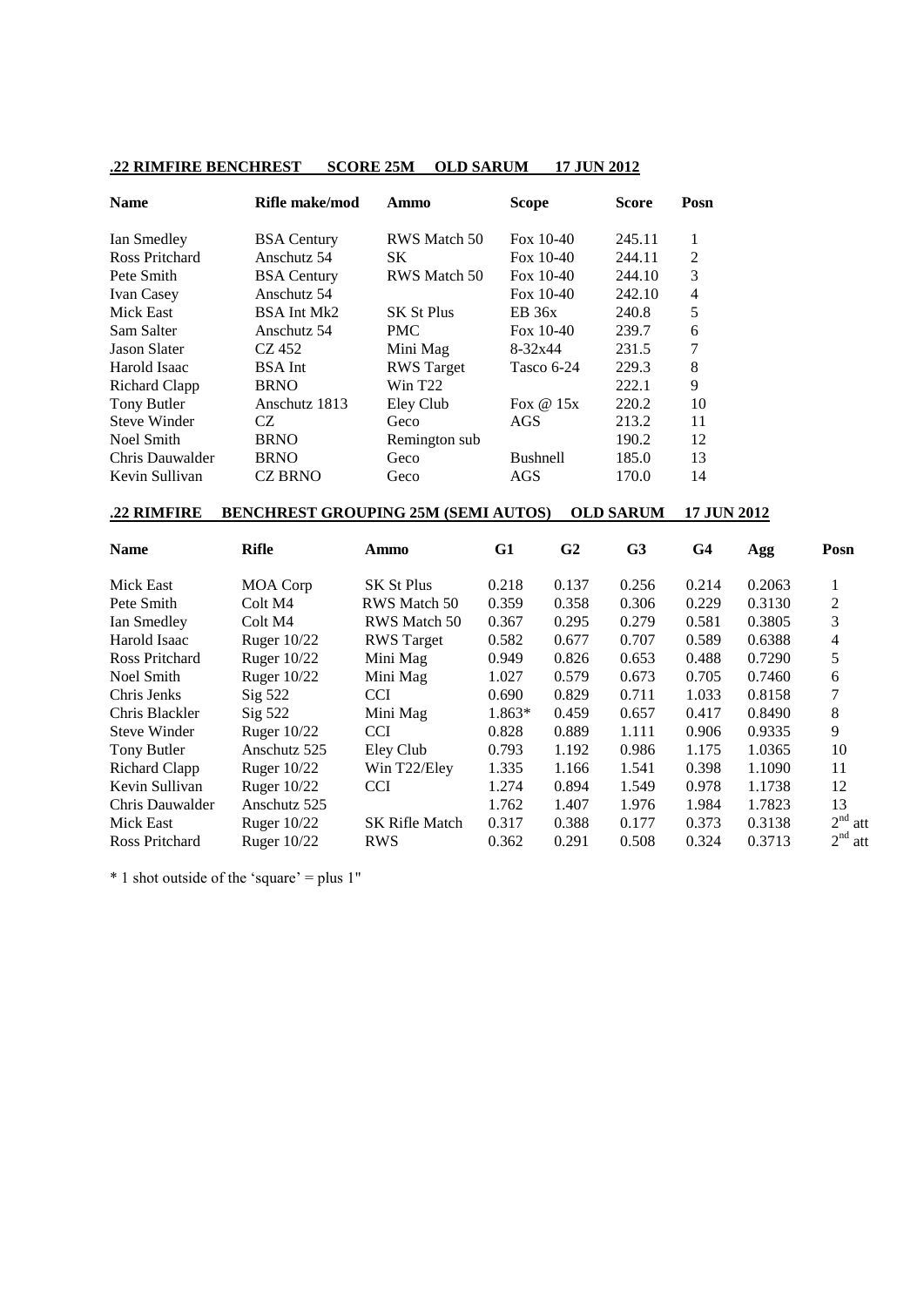**.22 RIMFIRE BENCHREST SCORE 25M OLD SARUM 17 JUN 2012**

| Name | Rifle make/mod | Ammo | Scope | Score | Posn |
|---|---|---|---|---|---|
| Ian Smedley | BSA Century | RWS Match 50 | Fox 10-40 | 245.11 | 1 |
| Ross Pritchard | Anschutz 54 | SK | Fox 10-40 | 244.11 | 2 |
| Pete Smith | BSA Century | RWS Match 50 | Fox 10-40 | 244.10 | 3 |
| Ivan Casey | Anschutz 54 | | Fox 10-40 | 242.10 | 4 |
| Mick East | BSA Int Mk2 | SK St Plus | EB 36x | 240.8 | 5 |
| Sam Salter | Anschutz 54 | PMC | Fox 10-40 | 239.7 | 6 |
| Jason Slater | CZ 452 | Mini Mag | 8-32x44 | 231.5 | 7 |
| Harold Isaac | BSA Int | RWS Target | Tasco 6-24 | 229.3 | 8 |
| Richard Clapp | BRNO | Win T22 | | 222.1 | 9 |
| Tony Butler | Anschutz 1813 | Eley Club | Fox @ 15x | 220.2 | 10 |
| Steve Winder | CZ | Geco | AGS | 213.2 | 11 |
| Noel Smith | BRNO | Remington sub | | 190.2 | 12 |
| Chris Dauwalder | BRNO | Geco | Bushnell | 185.0 | 13 |
| Kevin Sullivan | CZ BRNO | Geco | AGS | 170.0 | 14 |

**.22 RIMFIRE BENCHREST GROUPING 25M (SEMI AUTOS) OLD SARUM 17 JUN 2012**

| Name | Rifle | Ammo | G1 | G2 | G3 | G4 | Agg | Posn |
|---|---|---|---|---|---|---|---|---|
| Mick East | MOA Corp | SK St Plus | 0.218 | 0.137 | 0.256 | 0.214 | 0.2063 | 1 |
| Pete Smith | Colt M4 | RWS Match 50 | 0.359 | 0.358 | 0.306 | 0.229 | 0.3130 | 2 |
| Ian Smedley | Colt M4 | RWS Match 50 | 0.367 | 0.295 | 0.279 | 0.581 | 0.3805 | 3 |
| Harold Isaac | Ruger 10/22 | RWS Target | 0.582 | 0.677 | 0.707 | 0.589 | 0.6388 | 4 |
| Ross Pritchard | Ruger 10/22 | Mini Mag | 0.949 | 0.826 | 0.653 | 0.488 | 0.7290 | 5 |
| Noel Smith | Ruger 10/22 | Mini Mag | 1.027 | 0.579 | 0.673 | 0.705 | 0.7460 | 6 |
| Chris Jenks | Sig 522 | CCI | 0.690 | 0.829 | 0.711 | 1.033 | 0.8158 | 7 |
| Chris Blackler | Sig 522 | Mini Mag | 1.863* | 0.459 | 0.657 | 0.417 | 0.8490 | 8 |
| Steve Winder | Ruger 10/22 | CCI | 0.828 | 0.889 | 1.111 | 0.906 | 0.9335 | 9 |
| Tony Butler | Anschutz 525 | Eley Club | 0.793 | 1.192 | 0.986 | 1.175 | 1.0365 | 10 |
| Richard Clapp | Ruger 10/22 | Win T22/Eley | 1.335 | 1.166 | 1.541 | 0.398 | 1.1090 | 11 |
| Kevin Sullivan | Ruger 10/22 | CCI | 1.274 | 0.894 | 1.549 | 0.978 | 1.1738 | 12 |
| Chris Dauwalder | Anschutz 525 | | 1.762 | 1.407 | 1.976 | 1.984 | 1.7823 | 13 |
| Mick East | Ruger 10/22 | SK Rifle Match | 0.317 | 0.388 | 0.177 | 0.373 | 0.3138 | 2nd att |
| Ross Pritchard | Ruger 10/22 | RWS | 0.362 | 0.291 | 0.508 | 0.324 | 0.3713 | 2nd att |

\* 1 shot outside of the 'square' = plus 1"